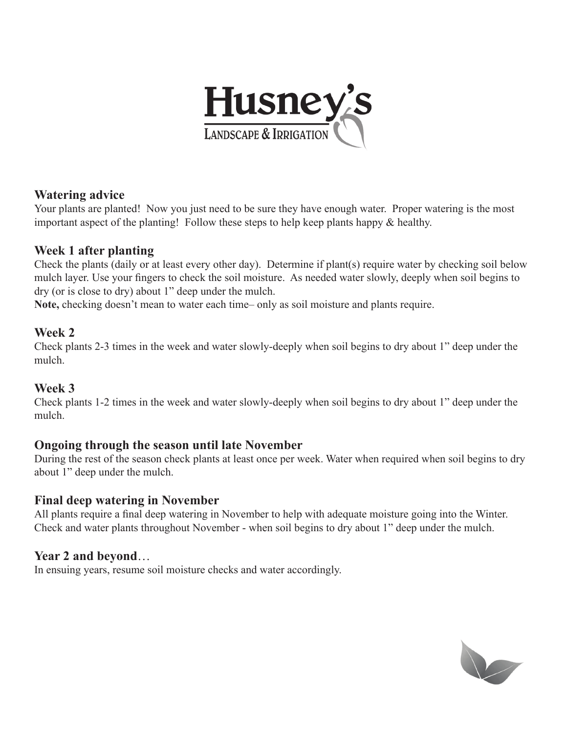# Husney's
LANDSCAPE & IRRIGATION

## Watering advice

Your plants are planted! Now you just need to be sure they have enough water. Proper watering is the most important aspect of the planting! Follow these steps to help keep plants happy & healthy.

## Week 1 after planting

Check the plants (daily or at least every other day). Determine if plant(s) require water by checking soil below mulch layer. Use your fingers to check the soil moisture. As needed water slowly, deeply when soil begins to dry (or is close to dry) about 1" deep under the mulch.

**Note,** checking doesn't mean to water each time– only as soil moisture and plants require.

## Week 2

Check plants 2-3 times in the week and water slowly-deeply when soil begins to dry about 1" deep under the mulch.

## Week 3

Check plants 1-2 times in the week and water slowly-deeply when soil begins to dry about 1" deep under the mulch.

## Ongoing through the season until late November

During the rest of the season check plants at least once per week. Water when required when soil begins to dry about 1" deep under the mulch.

## Final deep watering in November

All plants require a final deep watering in November to help with adequate moisture going into the Winter. Check and water plants throughout November - when soil begins to dry about 1" deep under the mulch.

## Year 2 and beyond…

In ensuing years, resume soil moisture checks and water accordingly.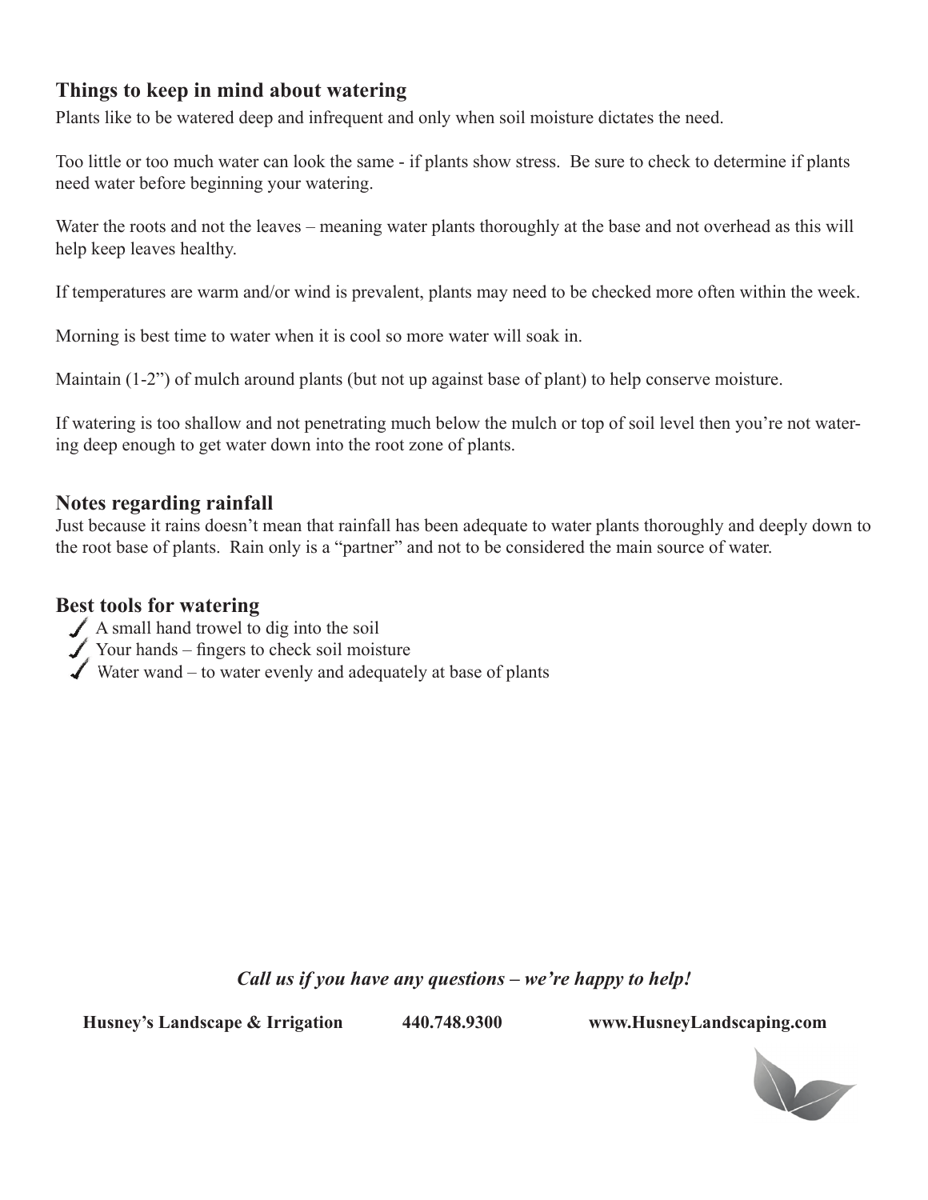## Things to keep in mind about watering

Plants like to be watered deep and infrequent and only when soil moisture dictates the need.

Too little or too much water can look the same - if plants show stress. Be sure to check to determine if plants need water before beginning your watering.

Water the roots and not the leaves – meaning water plants thoroughly at the base and not overhead as this will help keep leaves healthy.

If temperatures are warm and/or wind is prevalent, plants may need to be checked more often within the week.

Morning is best time to water when it is cool so more water will soak in.

Maintain (1-2") of mulch around plants (but not up against base of plant) to help conserve moisture.

If watering is too shallow and not penetrating much below the mulch or top of soil level then you're not watering deep enough to get water down into the root zone of plants.

## Notes regarding rainfall

Just because it rains doesn't mean that rainfall has been adequate to water plants thoroughly and deeply down to the root base of plants. Rain only is a "partner" and not to be considered the main source of water.

## Best tools for watering

- ✓ A small hand trowel to dig into the soil
- ✓ Your hands – fingers to check soil moisture
- ✓ Water wand – to water evenly and adequately at base of plants

***Call us if you have any questions – we're happy to help!***

**Husney's Landscape & Irrigation     440.748.9300     www.HusneyLandscaping.com**